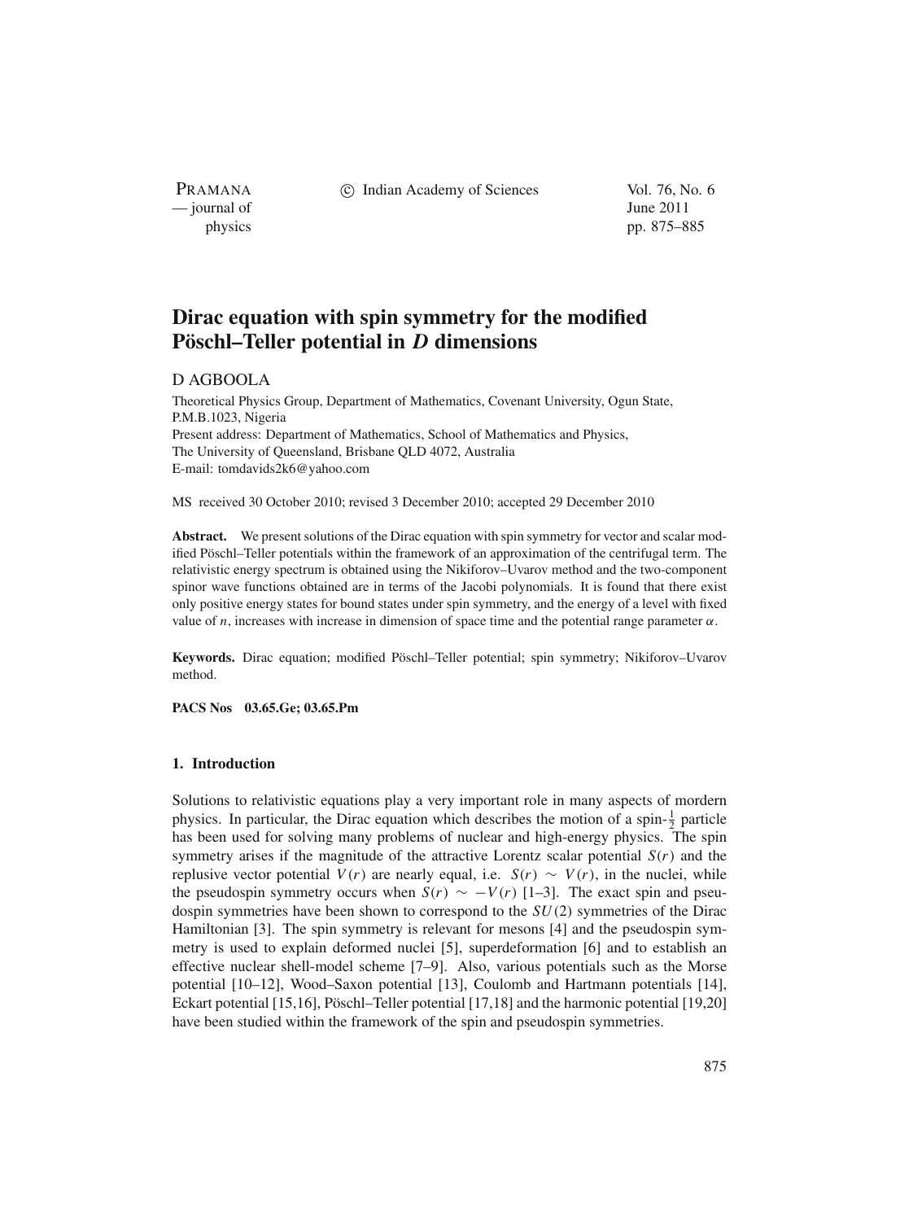# Dirac equation with spin symmetry for the modified Pöschl–Teller potential in $D$ dimensions

D AGBOOLA

Theoretical Physics Group, Department of Mathematics, Covenant University, Ogun State, P.M.B.1023, Nigeria
Present address: Department of Mathematics, School of Mathematics and Physics, The University of Queensland, Brisbane QLD 4072, Australia
E-mail: tomdavids2k6@yahoo.com

MS received 30 October 2010; revised 3 December 2010; accepted 29 December 2010

**Abstract.** We present solutions of the Dirac equation with spin symmetry for vector and scalar modified Pöschl–Teller potentials within the framework of an approximation of the centrifugal term. The relativistic energy spectrum is obtained using the Nikiforov–Uvarov method and the two-component spinor wave functions obtained are in terms of the Jacobi polynomials. It is found that there exist only positive energy states for bound states under spin symmetry, and the energy of a level with fixed value of $n$, increases with increase in dimension of space time and the potential range parameter $\alpha$.

**Keywords.** Dirac equation; modified Pöschl–Teller potential; spin symmetry; Nikiforov–Uvarov method.

**PACS Nos** 03.65.Ge; 03.65.Pm

## 1. Introduction

Solutions to relativistic equations play a very important role in many aspects of mordern physics. In particular, the Dirac equation which describes the motion of a spin-$\frac{1}{2}$ particle has been used for solving many problems of nuclear and high-energy physics. The spin symmetry arises if the magnitude of the attractive Lorentz scalar potential $S(r)$ and the replusive vector potential $V(r)$ are nearly equal, i.e. $S(r) \sim V(r)$, in the nuclei, while the pseudospin symmetry occurs when $S(r) \sim -V(r)$ [1–3]. The exact spin and pseudospin symmetries have been shown to correspond to the $SU(2)$ symmetries of the Dirac Hamiltonian [3]. The spin symmetry is relevant for mesons [4] and the pseudospin symmetry is used to explain deformed nuclei [5], superdeformation [6] and to establish an effective nuclear shell-model scheme [7–9]. Also, various potentials such as the Morse potential [10–12], Wood–Saxon potential [13], Coulomb and Hartmann potentials [14], Eckart potential [15,16], Pöschl–Teller potential [17,18] and the harmonic potential [19,20] have been studied within the framework of the spin and pseudospin symmetries.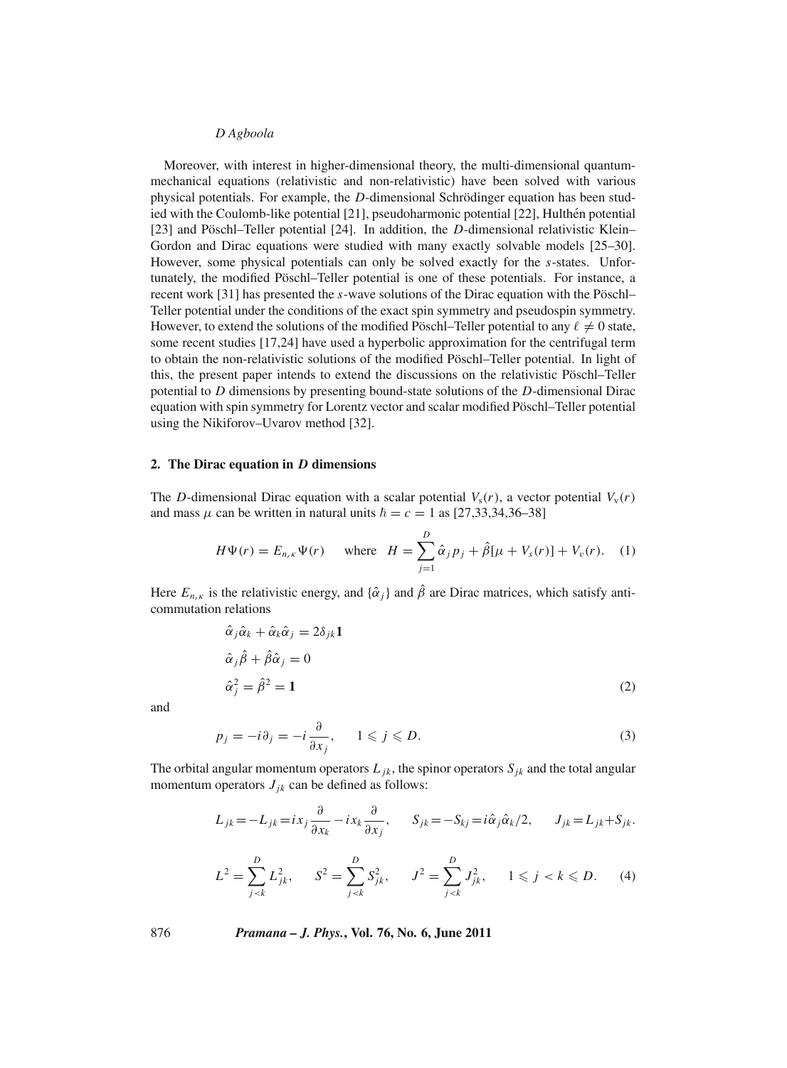Moreover, with interest in higher-dimensional theory, the multi-dimensional quantum-mechanical equations (relativistic and non-relativistic) have been solved with various physical potentials. For example, the $D$-dimensional Schrödinger equation has been studied with the Coulomb-like potential [21], pseudoharmonic potential [22], Hulthén potential [23] and Pöschl–Teller potential [24]. In addition, the $D$-dimensional relativistic Klein–Gordon and Dirac equations were studied with many exactly solvable models [25–30]. However, some physical potentials can only be solved exactly for the $s$-states. Unfortunately, the modified Pöschl–Teller potential is one of these potentials. For instance, a recent work [31] has presented the $s$-wave solutions of the Dirac equation with the Pöschl–Teller potential under the conditions of the exact spin symmetry and pseudospin symmetry. However, to extend the solutions of the modified Pöschl–Teller potential to any $\ell \neq 0$ state, some recent studies [17,24] have used a hyperbolic approximation for the centrifugal term to obtain the non-relativistic solutions of the modified Pöschl–Teller potential. In light of this, the present paper intends to extend the discussions on the relativistic Pöschl–Teller potential to $D$ dimensions by presenting bound-state solutions of the $D$-dimensional Dirac equation with spin symmetry for Lorentz vector and scalar modified Pöschl–Teller potential using the Nikiforov–Uvarov method [32].

## 2. The Dirac equation in $D$ dimensions

The $D$-dimensional Dirac equation with a scalar potential $V_\text{s}(r)$, a vector potential $V_\text{v}(r)$ and mass $\mu$ can be written in natural units $\hbar = c = 1$ as [27,33,34,36–38]

$$H\Psi(r) = E_{n_r\kappa}\Psi(r) \qquad \text{where} \quad H = \sum_{j=1}^{D} \hat{\alpha}_j p_j + \hat{\beta}[\mu + V_s(r)] + V_v(r). \tag{1}$$

Here $E_{n_r\kappa}$ is the relativistic energy, and $\{\hat{\alpha}_j\}$ and $\hat{\beta}$ are Dirac matrices, which satisfy anti-commutation relations

$$\begin{aligned}
&\hat{\alpha}_j\hat{\alpha}_k + \hat{\alpha}_k\hat{\alpha}_j = 2\delta_{jk}\mathbf{1} \\
&\hat{\alpha}_j\hat{\beta} + \hat{\beta}\hat{\alpha}_j = 0 \\
&\hat{\alpha}_j^2 = \hat{\beta}^2 = \mathbf{1}
\end{aligned} \tag{2}$$

and

$$p_j = -i\partial_j = -i\frac{\partial}{\partial x_j}, \qquad 1 \leqslant j \leqslant D. \tag{3}$$

The orbital angular momentum operators $L_{jk}$, the spinor operators $S_{jk}$ and the total angular momentum operators $J_{jk}$ can be defined as follows:

$$L_{jk} = -L_{jk} = ix_j\frac{\partial}{\partial x_k} - ix_k\frac{\partial}{\partial x_j}, \qquad S_{jk} = -S_{kj} = i\hat{\alpha}_j\hat{\alpha}_k/2, \qquad J_{jk} = L_{jk} + S_{jk}.$$

$$L^2 = \sum_{j<k}^{D} L_{jk}^2, \qquad S^2 = \sum_{j<k}^{D} S_{jk}^2, \qquad J^2 = \sum_{j<k}^{D} J_{jk}^2, \qquad 1 \leqslant j < k \leqslant D. \tag{4}$$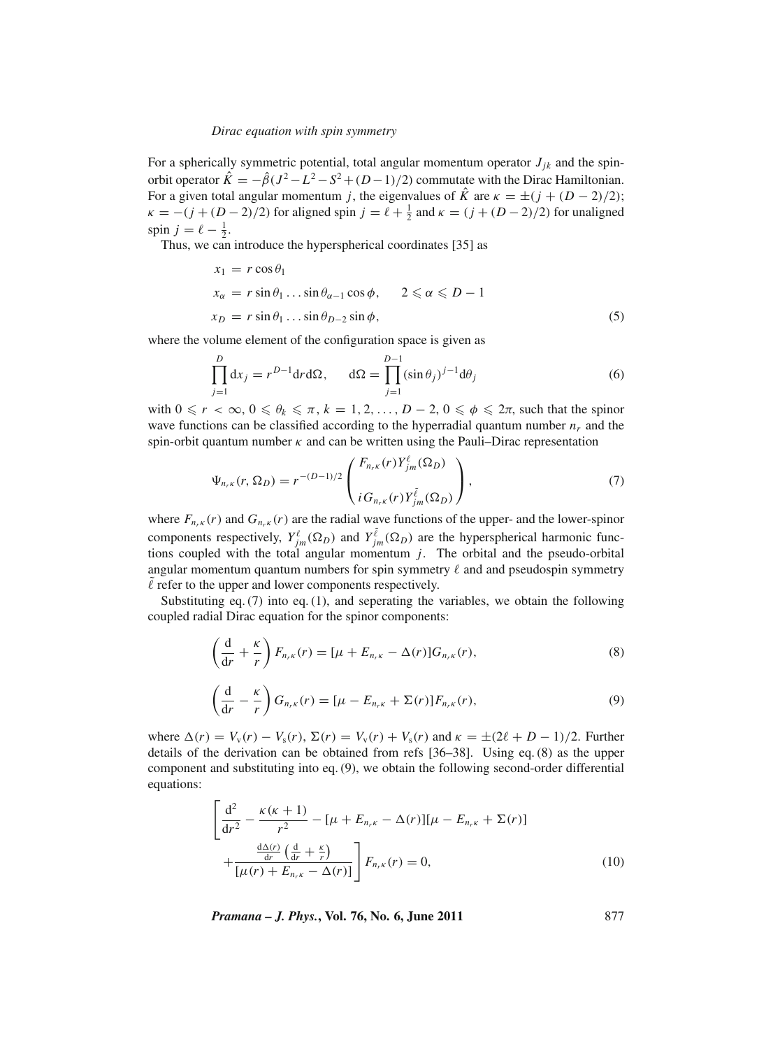For a spherically symmetric potential, total angular momentum operator $J_{jk}$ and the spin-orbit operator $\hat{K} = -\hat{\beta}(J^2 - L^2 - S^2 + (D-1)/2)$ commutate with the Dirac Hamiltonian. For a given total angular momentum $j$, the eigenvalues of $\hat{K}$ are $\kappa = \pm(j + (D-2)/2)$; $\kappa = -(j + (D-2)/2)$ for aligned spin $j = \ell + \frac{1}{2}$ and $\kappa = (j + (D-2)/2)$ for unaligned spin $j = \ell - \frac{1}{2}$.

Thus, we can introduce the hyperspherical coordinates [35] as

$$
\begin{aligned}
x_1 &= r\cos\theta_1 \\
x_\alpha &= r\sin\theta_1 \ldots \sin\theta_{\alpha-1}\cos\phi, \qquad 2 \leqslant \alpha \leqslant D-1 \\
x_D &= r\sin\theta_1 \ldots \sin\theta_{D-2}\sin\phi,
\end{aligned}
\tag{5}
$$

where the volume element of the configuration space is given as

$$
\prod_{j=1}^{D} \mathrm{d}x_j = r^{D-1}\mathrm{d}r\,\mathrm{d}\Omega, \qquad \mathrm{d}\Omega = \prod_{j=1}^{D-1} (\sin\theta_j)^{j-1}\mathrm{d}\theta_j \tag{6}
$$

with $0 \leqslant r < \infty$, $0 \leqslant \theta_k \leqslant \pi$, $k = 1, 2, \ldots, D-2$, $0 \leqslant \phi \leqslant 2\pi$, such that the spinor wave functions can be classified according to the hyperradial quantum number $n_r$ and the spin-orbit quantum number $\kappa$ and can be written using the Pauli–Dirac representation

$$
\Psi_{n_r\kappa}(r, \Omega_D) = r^{-(D-1)/2} \begin{pmatrix} F_{n_r\kappa}(r) Y_{jm}^{\ell}(\Omega_D) \\ \\ iG_{n_r\kappa}(r) Y_{jm}^{\tilde{\ell}}(\Omega_D) \end{pmatrix}, \tag{7}
$$

where $F_{n_r\kappa}(r)$ and $G_{n_r\kappa}(r)$ are the radial wave functions of the upper- and the lower-spinor components respectively, $Y_{jm}^{\ell}(\Omega_D)$ and $Y_{jm}^{\tilde{\ell}}(\Omega_D)$ are the hyperspherical harmonic functions coupled with the total angular momentum $j$. The orbital and the pseudo-orbital angular momentum quantum numbers for spin symmetry $\ell$ and and pseudospin symmetry $\tilde{\ell}$ refer to the upper and lower components respectively.

Substituting eq. (7) into eq. (1), and seperating the variables, we obtain the following coupled radial Dirac equation for the spinor components:

$$
\left(\frac{\mathrm{d}}{\mathrm{d}r} + \frac{\kappa}{r}\right) F_{n_r\kappa}(r) = [\mu + E_{n_r\kappa} - \Delta(r)] G_{n_r\kappa}(r), \tag{8}
$$

$$
\left(\frac{\mathrm{d}}{\mathrm{d}r} - \frac{\kappa}{r}\right) G_{n_r\kappa}(r) = [\mu - E_{n_r\kappa} + \Sigma(r)] F_{n_r\kappa}(r), \tag{9}
$$

where $\Delta(r) = V_{\mathrm{v}}(r) - V_{\mathrm{s}}(r)$, $\Sigma(r) = V_{\mathrm{v}}(r) + V_{\mathrm{s}}(r)$ and $\kappa = \pm(2\ell + D - 1)/2$. Further details of the derivation can be obtained from refs [36–38]. Using eq. (8) as the upper component and substituting into eq. (9), we obtain the following second-order differential equations:

$$
\left[\frac{\mathrm{d}^2}{\mathrm{d}r^2} - \frac{\kappa(\kappa+1)}{r^2} - [\mu + E_{n_r\kappa} - \Delta(r)][\mu - E_{n_r\kappa} + \Sigma(r)] + \frac{\frac{\mathrm{d}\Delta(r)}{\mathrm{d}r}\left(\frac{\mathrm{d}}{\mathrm{d}r} + \frac{\kappa}{r}\right)}{[\mu(r) + E_{n_r\kappa} - \Delta(r)]}\right] F_{n_r\kappa}(r) = 0, \tag{10}
$$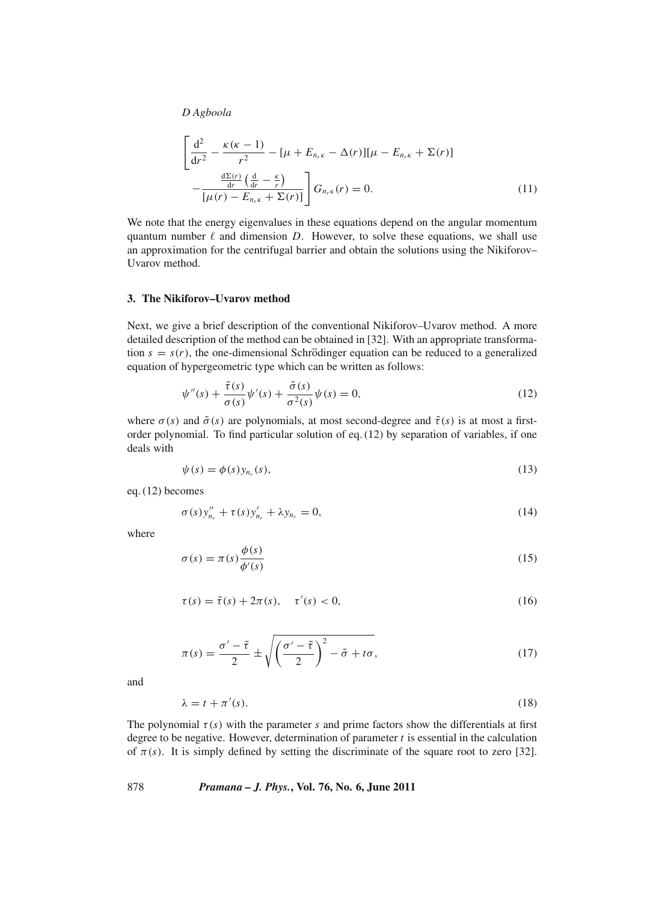$$\left[\frac{\mathrm{d}^2}{\mathrm{d}r^2} - \frac{\kappa(\kappa-1)}{r^2} - [\mu + E_{n_r\kappa} - \Delta(r)][\mu - E_{n_r\kappa} + \Sigma(r)] - \frac{\frac{\mathrm{d}\Sigma(r)}{\mathrm{d}r}\left(\frac{\mathrm{d}}{\mathrm{d}r} - \frac{\kappa}{r}\right)}{[\mu(r) - E_{n_r\kappa} + \Sigma(r)]}\right] G_{n_r\kappa}(r) = 0. \tag{11}$$

We note that the energy eigenvalues in these equations depend on the angular momentum quantum number $\ell$ and dimension $D$. However, to solve these equations, we shall use an approximation for the centrifugal barrier and obtain the solutions using the Nikiforov–Uvarov method.

### 3. The Nikiforov–Uvarov method

Next, we give a brief description of the conventional Nikiforov–Uvarov method. A more detailed description of the method can be obtained in [32]. With an appropriate transformation $s = s(r)$, the one-dimensional Schrödinger equation can be reduced to a generalized equation of hypergeometric type which can be written as follows:

$$\psi''(s) + \frac{\tilde{\tau}(s)}{\sigma(s)}\psi'(s) + \frac{\tilde{\sigma}(s)}{\sigma^2(s)}\psi(s) = 0, \tag{12}$$

where $\sigma(s)$ and $\tilde{\sigma}(s)$ are polynomials, at most second-degree and $\tilde{\tau}(s)$ is at most a first-order polynomial. To find particular solution of eq. (12) by separation of variables, if one deals with

$$\psi(s) = \phi(s) y_{n_r}(s), \tag{13}$$

eq. (12) becomes

$$\sigma(s) y''_{n_r} + \tau(s) y'_{n_r} + \lambda y_{n_r} = 0, \tag{14}$$

where

$$\sigma(s) = \pi(s)\frac{\phi(s)}{\phi'(s)} \tag{15}$$

$$\tau(s) = \tilde{\tau}(s) + 2\pi(s), \quad \tau'(s) < 0, \tag{16}$$

$$\pi(s) = \frac{\sigma' - \tilde{\tau}}{2} \pm \sqrt{\left(\frac{\sigma' - \tilde{\tau}}{2}\right)^2 - \tilde{\sigma} + t\sigma}, \tag{17}$$

and

$$\lambda = t + \pi'(s). \tag{18}$$

The polynomial $\tau(s)$ with the parameter $s$ and prime factors show the differentials at first degree to be negative. However, determination of parameter $t$ is essential in the calculation of $\pi(s)$. It is simply defined by setting the discriminate of the square root to zero [32].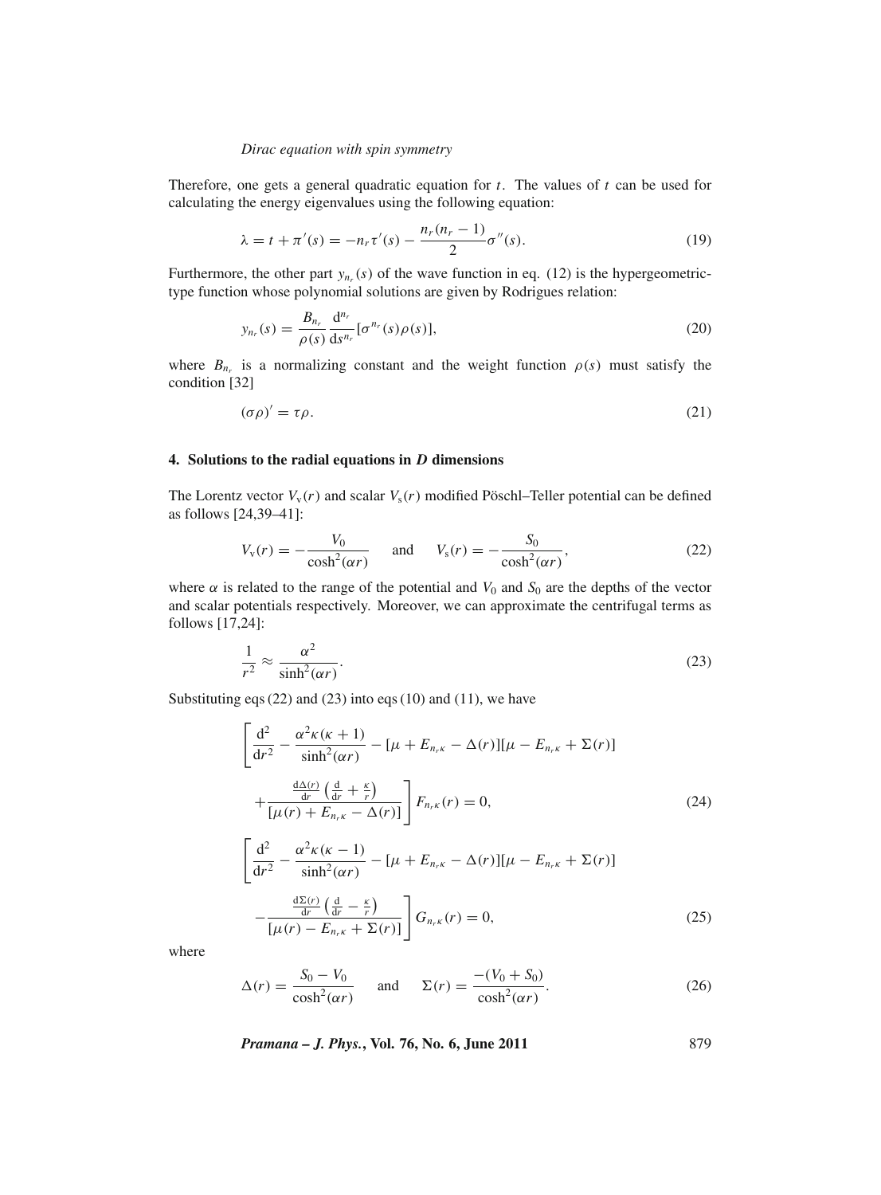Therefore, one gets a general quadratic equation for $t$. The values of $t$ can be used for calculating the energy eigenvalues using the following equation:

$$\lambda = t + \pi'(s) = -n_r \tau'(s) - \frac{n_r(n_r - 1)}{2}\sigma''(s). \tag{19}$$

Furthermore, the other part $y_{n_r}(s)$ of the wave function in eq. (12) is the hypergeometric-type function whose polynomial solutions are given by Rodrigues relation:

$$y_{n_r}(s) = \frac{B_{n_r}}{\rho(s)} \frac{\mathrm{d}^{n_r}}{\mathrm{d}s^{n_r}}[\sigma^{n_r}(s)\rho(s)], \tag{20}$$

where $B_{n_r}$ is a normalizing constant and the weight function $\rho(s)$ must satisfy the condition [32]

$$(\sigma\rho)' = \tau\rho. \tag{21}$$

## 4. Solutions to the radial equations in $D$ dimensions

The Lorentz vector $V_{\mathrm{v}}(r)$ and scalar $V_{\mathrm{s}}(r)$ modified Pöschl–Teller potential can be defined as follows [24,39–41]:

$$V_{\mathrm{v}}(r) = -\frac{V_0}{\cosh^2(\alpha r)} \quad \text{and} \quad V_{\mathrm{s}}(r) = -\frac{S_0}{\cosh^2(\alpha r)}, \tag{22}$$

where $\alpha$ is related to the range of the potential and $V_0$ and $S_0$ are the depths of the vector and scalar potentials respectively. Moreover, we can approximate the centrifugal terms as follows [17,24]:

$$\frac{1}{r^2} \approx \frac{\alpha^2}{\sinh^2(\alpha r)}. \tag{23}$$

Substituting eqs (22) and (23) into eqs (10) and (11), we have

$$\left[\frac{\mathrm{d}^2}{\mathrm{d}r^2} - \frac{\alpha^2\kappa(\kappa+1)}{\sinh^2(\alpha r)} - [\mu + E_{n_r\kappa} - \Delta(r)][\mu - E_{n_r\kappa} + \Sigma(r)] + \frac{\frac{\mathrm{d}\Delta(r)}{\mathrm{d}r}\left(\frac{\mathrm{d}}{\mathrm{d}r} + \frac{\kappa}{r}\right)}{[\mu(r) + E_{n_r\kappa} - \Delta(r)]}\right] F_{n_r\kappa}(r) = 0, \tag{24}$$

$$\left[\frac{\mathrm{d}^2}{\mathrm{d}r^2} - \frac{\alpha^2\kappa(\kappa-1)}{\sinh^2(\alpha r)} - [\mu + E_{n_r\kappa} - \Delta(r)][\mu - E_{n_r\kappa} + \Sigma(r)] - \frac{\frac{\mathrm{d}\Sigma(r)}{\mathrm{d}r}\left(\frac{\mathrm{d}}{\mathrm{d}r} - \frac{\kappa}{r}\right)}{[\mu(r) - E_{n_r\kappa} + \Sigma(r)]}\right] G_{n_r\kappa}(r) = 0, \tag{25}$$

where

$$\Delta(r) = \frac{S_0 - V_0}{\cosh^2(\alpha r)} \quad \text{and} \quad \Sigma(r) = \frac{-(V_0 + S_0)}{\cosh^2(\alpha r)}. \tag{26}$$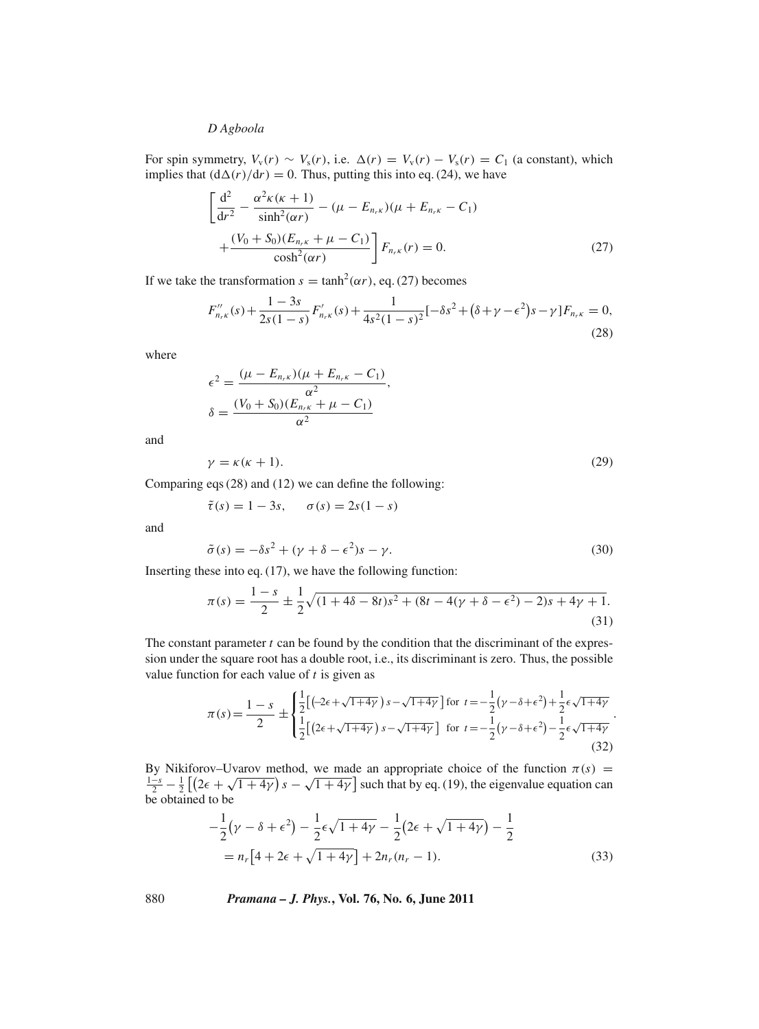For spin symmetry, $V_v(r) \sim V_s(r)$, i.e. $\Delta(r) = V_v(r) - V_s(r) = C_1$ (a constant), which implies that $(\mathrm{d}\Delta(r)/\mathrm{d}r) = 0$. Thus, putting this into eq. (24), we have

$$\left[\frac{\mathrm{d}^2}{\mathrm{d}r^2} - \frac{\alpha^2\kappa(\kappa+1)}{\sinh^2(\alpha r)} - (\mu - E_{n_r\kappa})(\mu + E_{n_r\kappa} - C_1) + \frac{(V_0 + S_0)(E_{n_r\kappa} + \mu - C_1)}{\cosh^2(\alpha r)}\right] F_{n_r\kappa}(r) = 0. \tag{27}$$

If we take the transformation $s = \tanh^2(\alpha r)$, eq. (27) becomes

$$F''_{n_r\kappa}(s) + \frac{1-3s}{2s(1-s)} F'_{n_r\kappa}(s) + \frac{1}{4s^2(1-s)^2}\left[-\delta s^2 + \left(\delta + \gamma - \epsilon^2\right)s - \gamma\right] F_{n_r\kappa} = 0, \tag{28}$$

where

$$\epsilon^2 = \frac{(\mu - E_{n_r\kappa})(\mu + E_{n_r\kappa} - C_1)}{\alpha^2},$$
$$\delta = \frac{(V_0 + S_0)(E_{n_r\kappa} + \mu - C_1)}{\alpha^2}$$

and

$$\gamma = \kappa(\kappa + 1). \tag{29}$$

Comparing eqs (28) and (12) we can define the following:

$$\tilde{\tau}(s) = 1 - 3s, \qquad \sigma(s) = 2s(1-s)$$

and

$$\tilde{\sigma}(s) = -\delta s^2 + (\gamma + \delta - \epsilon^2)s - \gamma. \tag{30}$$

Inserting these into eq. (17), we have the following function:

$$\pi(s) = \frac{1-s}{2} \pm \frac{1}{2}\sqrt{(1 + 4\delta - 8t)s^2 + (8t - 4(\gamma + \delta - \epsilon^2) - 2)s + 4\gamma + 1}. \tag{31}$$

The constant parameter $t$ can be found by the condition that the discriminant of the expression under the square root has a double root, i.e., its discriminant is zero. Thus, the possible value function for each value of $t$ is given as

$$\pi(s) = \frac{1-s}{2} \pm \begin{cases} \frac{1}{2}\left[\left(-2\epsilon + \sqrt{1+4\gamma}\right)s - \sqrt{1+4\gamma}\right] \text{ for } t = -\frac{1}{2}\left(\gamma - \delta + \epsilon^2\right) + \frac{1}{2}\epsilon\sqrt{1+4\gamma} \\ \frac{1}{2}\left[\left(2\epsilon + \sqrt{1+4\gamma}\right)s - \sqrt{1+4\gamma}\right] \text{ for } t = -\frac{1}{2}\left(\gamma - \delta + \epsilon^2\right) - \frac{1}{2}\epsilon\sqrt{1+4\gamma} \end{cases}. \tag{32}$$

By Nikiforov–Uvarov method, we made an appropriate choice of the function $\pi(s) = \frac{1-s}{2} - \frac{1}{2}\left[\left(2\epsilon + \sqrt{1+4\gamma}\right)s - \sqrt{1+4\gamma}\right]$ such that by eq. (19), the eigenvalue equation can be obtained to be

$$-\frac{1}{2}\left(\gamma - \delta + \epsilon^2\right) - \frac{1}{2}\epsilon\sqrt{1+4\gamma} - \frac{1}{2}\left(2\epsilon + \sqrt{1+4\gamma}\right) - \frac{1}{2} = n_r\left[4 + 2\epsilon + \sqrt{1+4\gamma}\right] + 2n_r(n_r - 1). \tag{33}$$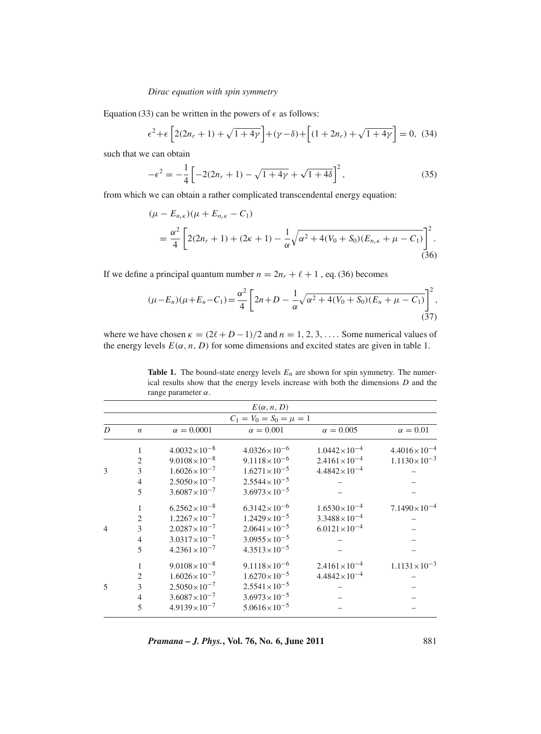Equation (33) can be written in the powers of $\epsilon$ as follows:

$$\epsilon^2+\epsilon\left[2(2n_r+1)+\sqrt{1+4\gamma}\right]+(\gamma-\delta)+\left[(1+2n_r)+\sqrt{1+4\gamma}\right]=0, \quad (34)$$

such that we can obtain

$$-\epsilon^2=-\frac{1}{4}\left[-2(2n_r+1)-\sqrt{1+4\gamma}+\sqrt{1+4\delta}\right]^2, \quad (35)$$

from which we can obtain a rather complicated transcendental energy equation:

$$\begin{aligned}&(\mu-E_{n_r\kappa})(\mu+E_{n_r\kappa}-C_1)\\&=\frac{\alpha^2}{4}\left[2(2n_r+1)+(2\kappa+1)-\frac{1}{\alpha}\sqrt{\alpha^2+4(V_0+S_0)(E_{n_r\kappa}+\mu-C_1)}\right]^2.\end{aligned} \quad (36)$$

If we define a principal quantum number $n=2n_r+\ell+1$ , eq. (36) becomes

$$(\mu-E_n)(\mu+E_n-C_1)=\frac{\alpha^2}{4}\left[2n+D-\frac{1}{\alpha}\sqrt{\alpha^2+4(V_0+S_0)(E_n+\mu-C_1)}\right]^2, \quad (37)$$

where we have chosen $\kappa=(2\ell+D-1)/2$ and $n=1,2,3,\ldots$. Some numerical values of the energy levels $E(\alpha,n,D)$ for some dimensions and excited states are given in table 1.

**Table 1.** The bound-state energy levels $E_n$ are shown for spin symmetry. The numerical results show that the energy levels increase with both the dimensions $D$ and the range parameter $\alpha$.

| | | $E(\alpha, n, D)$ | | | |
|---|---|---|---|---|---|
| | | $C_1=V_0=S_0=\mu=1$ | | | |
| $D$ | $n$ | $\alpha=0.0001$ | $\alpha=0.001$ | $\alpha=0.005$ | $\alpha=0.01$ |
| 3 | 1 | $4.0032\times10^{-8}$ | $4.0326\times10^{-6}$ | $1.0442\times10^{-4}$ | $4.4016\times10^{-4}$ |
| | 2 | $9.0108\times10^{-8}$ | $9.1118\times10^{-6}$ | $2.4161\times10^{-4}$ | $1.1130\times10^{-3}$ |
| | 3 | $1.6026\times10^{-7}$ | $1.6271\times10^{-5}$ | $4.4842\times10^{-4}$ | – |
| | 4 | $2.5050\times10^{-7}$ | $2.5544\times10^{-5}$ | – | – |
| | 5 | $3.6087\times10^{-7}$ | $3.6973\times10^{-5}$ | – | – |
| 4 | 1 | $6.2562\times10^{-8}$ | $6.3142\times10^{-6}$ | $1.6530\times10^{-4}$ | $7.1490\times10^{-4}$ |
| | 2 | $1.2267\times10^{-7}$ | $1.2429\times10^{-5}$ | $3.3488\times10^{-4}$ | – |
| | 3 | $2.0287\times10^{-7}$ | $2.0641\times10^{-5}$ | $6.0121\times10^{-4}$ | – |
| | 4 | $3.0317\times10^{-7}$ | $3.0955\times10^{-5}$ | – | – |
| | 5 | $4.2361\times10^{-7}$ | $4.3513\times10^{-5}$ | – | – |
| 5 | 1 | $9.0108\times10^{-8}$ | $9.1118\times10^{-6}$ | $2.4161\times10^{-4}$ | $1.1131\times10^{-3}$ |
| | 2 | $1.6026\times10^{-7}$ | $1.6270\times10^{-5}$ | $4.4842\times10^{-4}$ | – |
| | 3 | $2.5050\times10^{-7}$ | $2.5541\times10^{-5}$ | – | – |
| | 4 | $3.6087\times10^{-7}$ | $3.6973\times10^{-5}$ | – | – |
| | 5 | $4.9139\times10^{-7}$ | $5.0616\times10^{-5}$ | – | – |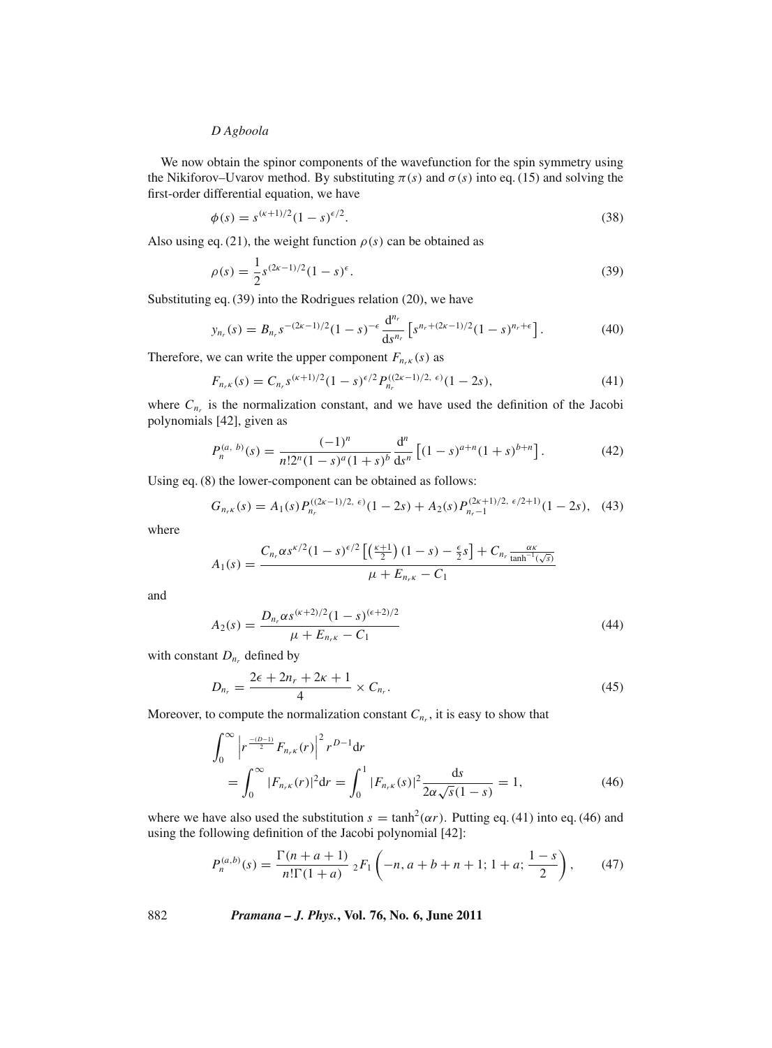We now obtain the spinor components of the wavefunction for the spin symmetry using the Nikiforov–Uvarov method. By substituting $\pi(s)$ and $\sigma(s)$ into eq. (15) and solving the first-order differential equation, we have

$$\phi(s) = s^{(\kappa+1)/2}(1-s)^{\epsilon/2}. \tag{38}$$

Also using eq. (21), the weight function $\rho(s)$ can be obtained as

$$\rho(s) = \frac{1}{2}s^{(2\kappa-1)/2}(1-s)^{\epsilon}. \tag{39}$$

Substituting eq. (39) into the Rodrigues relation (20), we have

$$y_{n_r}(s) = B_{n_r} s^{-(2\kappa-1)/2}(1-s)^{-\epsilon}\frac{\mathrm{d}^{n_r}}{\mathrm{d}s^{n_r}}\left[s^{n_r+(2\kappa-1)/2}(1-s)^{n_r+\epsilon}\right]. \tag{40}$$

Therefore, we can write the upper component $F_{n_r\kappa}(s)$ as

$$F_{n_r\kappa}(s) = C_{n_r} s^{(\kappa+1)/2}(1-s)^{\epsilon/2}P_{n_r}^{((2\kappa-1)/2,\ \epsilon)}(1-2s), \tag{41}$$

where $C_{n_r}$ is the normalization constant, and we have used the definition of the Jacobi polynomials [42], given as

$$P_n^{(a,\ b)}(s) = \frac{(-1)^n}{n!2^n(1-s)^a(1+s)^b}\frac{\mathrm{d}^n}{\mathrm{d}s^n}\left[(1-s)^{a+n}(1+s)^{b+n}\right]. \tag{42}$$

Using eq. (8) the lower-component can be obtained as follows:

$$G_{n_r\kappa}(s) = A_1(s)P_{n_r}^{((2\kappa-1)/2,\ \epsilon)}(1-2s) + A_2(s)P_{n_r-1}^{(2\kappa+1)/2,\ \epsilon/2+1)}(1-2s), \tag{43}$$

where

$$A_1(s) = \frac{C_{n_r}\alpha s^{\kappa/2}(1-s)^{\epsilon/2}\left[\left(\frac{\kappa+1}{2}\right)(1-s) - \frac{\epsilon}{2}s\right] + C_{n_r}\frac{\alpha\kappa}{\tanh^{-1}(\sqrt{s})}}{\mu + E_{n_r\kappa} - C_1}$$

and

$$A_2(s) = \frac{D_{n_r}\alpha s^{(\kappa+2)/2}(1-s)^{(\epsilon+2)/2}}{\mu + E_{n_r\kappa} - C_1} \tag{44}$$

with constant $D_{n_r}$ defined by

$$D_{n_r} = \frac{2\epsilon + 2n_r + 2\kappa + 1}{4} \times C_{n_r}. \tag{45}$$

Moreover, to compute the normalization constant $C_{n_r}$, it is easy to show that

$$\int_0^\infty \left| r^{\frac{-(D-1)}{2}}F_{n_r\kappa}(r)\right|^2 r^{D-1}\mathrm{d}r = \int_0^\infty |F_{n_r\kappa}(r)|^2\mathrm{d}r = \int_0^1 |F_{n_r\kappa}(s)|^2\frac{\mathrm{d}s}{2\alpha\sqrt{s}(1-s)} = 1, \tag{46}$$

where we have also used the substitution $s = \tanh^2(\alpha r)$. Putting eq. (41) into eq. (46) and using the following definition of the Jacobi polynomial [42]:

$$P_n^{(a,b)}(s) = \frac{\Gamma(n+a+1)}{n!\Gamma(1+a)}\ {}_2F_1\left(-n, a+b+n+1; 1+a; \frac{1-s}{2}\right), \tag{47}$$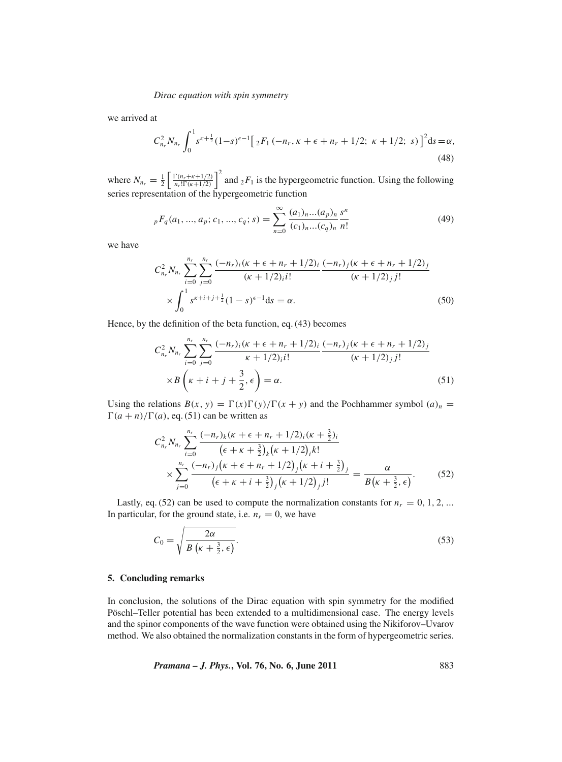we arrived at

$$C_{n_r}^2 N_{n_r} \int_0^1 s^{\kappa+\frac{1}{2}}(1-s)^{\epsilon-1}\left[{}_2F_1\left(-n_r, \kappa+\epsilon+n_r+1/2;\ \kappa+1/2;\ s\right)\right]^2 \mathrm{d}s = \alpha, \tag{48}$$

where $N_{n_r} = \frac{1}{2}\left[\frac{\Gamma(n_r+\kappa+1/2)}{n_r!\Gamma(\kappa+1/2)}\right]^2$ and ${}_2F_1$ is the hypergeometric function. Using the following series representation of the hypergeometric function

$${}_pF_q(a_1, ..., a_p; c_1, ..., c_q; s) = \sum_{n=0}^{\infty} \frac{(a_1)_n...(a_p)_n}{(c_1)_n...(c_q)_n} \frac{s^n}{n!} \tag{49}$$

we have

$$C_{n_r}^2 N_{n_r} \sum_{i=0}^{n_r}\sum_{j=0}^{n_r} \frac{(-n_r)_i(\kappa+\epsilon+n_r+1/2)_i}{(\kappa+1/2)_i i!} \frac{(-n_r)_j(\kappa+\epsilon+n_r+1/2)_j}{(\kappa+1/2)_j j!} \times \int_0^1 s^{\kappa+i+j+\frac{1}{2}}(1-s)^{\epsilon-1}\mathrm{d}s = \alpha. \tag{50}$$

Hence, by the definition of the beta function, eq. (43) becomes

$$C_{n_r}^2 N_{n_r} \sum_{i=0}^{n_r}\sum_{j=0}^{n_r} \frac{(-n_r)_i(\kappa+\epsilon+n_r+1/2)_i}{\kappa+1/2)_i i!} \frac{(-n_r)_j(\kappa+\epsilon+n_r+1/2)_j}{(\kappa+1/2)_j j!} \times B\left(\kappa+i+j+\frac{3}{2}, \epsilon\right) = \alpha. \tag{51}$$

Using the relations $B(x, y) = \Gamma(x)\Gamma(y)/\Gamma(x+y)$ and the Pochhammer symbol $(a)_n = \Gamma(a+n)/\Gamma(a)$, eq. (51) can be written as

$$C_{n_r}^2 N_{n_r} \sum_{i=0}^{n_r} \frac{(-n_r)_k(\kappa+\epsilon+n_r+1/2)_i(\kappa+\frac{3}{2})_i}{\left(\epsilon+\kappa+\frac{3}{2}\right)_k\left(\kappa+1/2\right)_i k!} \times \sum_{j=0}^{n_r} \frac{(-n_r)_j\left(\kappa+\epsilon+n_r+1/2\right)_j\left(\kappa+i+\frac{3}{2}\right)_j}{\left(\epsilon+\kappa+i+\frac{3}{2}\right)_j\left(\kappa+1/2\right)_j j!} = \frac{\alpha}{B\left(\kappa+\frac{3}{2}, \epsilon\right)}. \tag{52}$$

Lastly, eq. (52) can be used to compute the normalization constants for $n_r = 0, 1, 2, ...$ In particular, for the ground state, i.e. $n_r = 0$, we have

$$C_0 = \sqrt{\frac{2\alpha}{B\left(\kappa+\frac{3}{2}, \epsilon\right)}}. \tag{53}$$

## 5. Concluding remarks

In conclusion, the solutions of the Dirac equation with spin symmetry for the modified Pöschl–Teller potential has been extended to a multidimensional case. The energy levels and the spinor components of the wave function were obtained using the Nikiforov–Uvarov method. We also obtained the normalization constants in the form of hypergeometric series.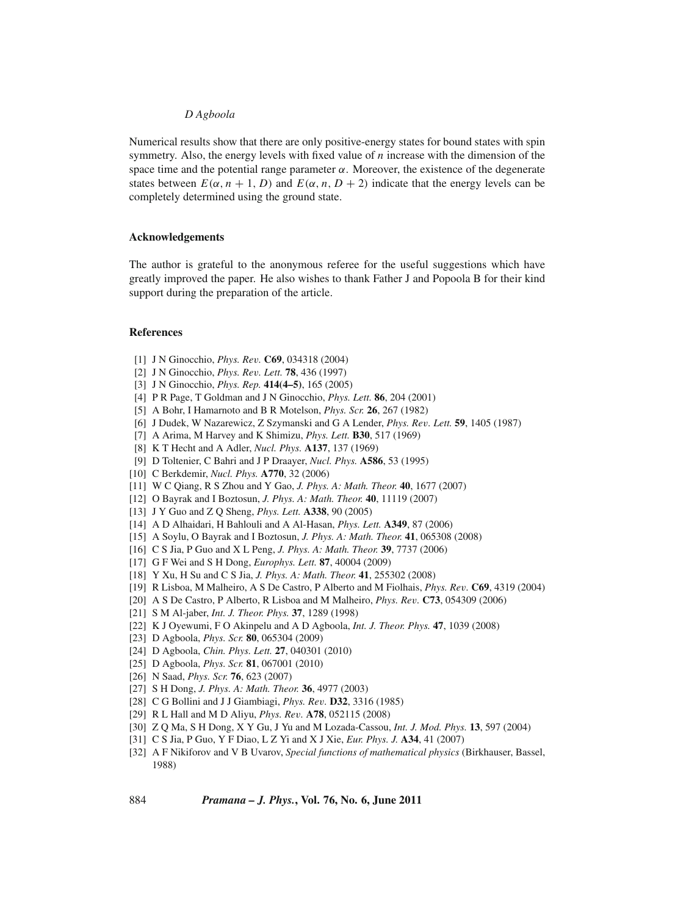Numerical results show that there are only positive-energy states for bound states with spin symmetry. Also, the energy levels with fixed value of $n$ increase with the dimension of the space time and the potential range parameter $\alpha$. Moreover, the existence of the degenerate states between $E(\alpha, n+1, D)$ and $E(\alpha, n, D+2)$ indicate that the energy levels can be completely determined using the ground state.

## Acknowledgements

The author is grateful to the anonymous referee for the useful suggestions which have greatly improved the paper. He also wishes to thank Father J and Popoola B for their kind support during the preparation of the article.

## References

[1] J N Ginocchio, *Phys. Rev.* **C69**, 034318 (2004)
[2] J N Ginocchio, *Phys. Rev. Lett.* **78**, 436 (1997)
[3] J N Ginocchio, *Phys. Rep.* **414(4–5)**, 165 (2005)
[4] P R Page, T Goldman and J N Ginocchio, *Phys. Lett.* **86**, 204 (2001)
[5] A Bohr, I Hamarnoto and B R Motelson, *Phys. Scr.* **26**, 267 (1982)
[6] J Dudek, W Nazarewicz, Z Szymanski and G A Lender, *Phys. Rev. Lett.* **59**, 1405 (1987)
[7] A Arima, M Harvey and K Shimizu, *Phys. Lett.* **B30**, 517 (1969)
[8] K T Hecht and A Adler, *Nucl. Phys.* **A137**, 137 (1969)
[9] D Toltenier, C Bahri and J P Draayer, *Nucl. Phys.* **A586**, 53 (1995)
[10] C Berkdemir, *Nucl. Phys.* **A770**, 32 (2006)
[11] W C Qiang, R S Zhou and Y Gao, *J. Phys. A: Math. Theor.* **40**, 1677 (2007)
[12] O Bayrak and I Boztosun, *J. Phys. A: Math. Theor.* **40**, 11119 (2007)
[13] J Y Guo and Z Q Sheng, *Phys. Lett.* **A338**, 90 (2005)
[14] A D Alhaidari, H Bahlouli and A Al-Hasan, *Phys. Lett.* **A349**, 87 (2006)
[15] A Soylu, O Bayrak and I Boztosun, *J. Phys. A: Math. Theor.* **41**, 065308 (2008)
[16] C S Jia, P Guo and X L Peng, *J. Phys. A: Math. Theor.* **39**, 7737 (2006)
[17] G F Wei and S H Dong, *Europhys. Lett.* **87**, 40004 (2009)
[18] Y Xu, H Su and C S Jia, *J. Phys. A: Math. Theor.* **41**, 255302 (2008)
[19] R Lisboa, M Malheiro, A S De Castro, P Alberto and M Fiolhais, *Phys. Rev.* **C69**, 4319 (2004)
[20] A S De Castro, P Alberto, R Lisboa and M Malheiro, *Phys. Rev.* **C73**, 054309 (2006)
[21] S M Al-jaber, *Int. J. Theor. Phys.* **37**, 1289 (1998)
[22] K J Oyewumi, F O Akinpelu and A D Agboola, *Int. J. Theor. Phys.* **47**, 1039 (2008)
[23] D Agboola, *Phys. Scr.* **80**, 065304 (2009)
[24] D Agboola, *Chin. Phys. Lett.* **27**, 040301 (2010)
[25] D Agboola, *Phys. Scr.* **81**, 067001 (2010)
[26] N Saad, *Phys. Scr.* **76**, 623 (2007)
[27] S H Dong, *J. Phys. A: Math. Theor.* **36**, 4977 (2003)
[28] C G Bollini and J J Giambiagi, *Phys. Rev.* **D32**, 3316 (1985)
[29] R L Hall and M D Aliyu, *Phys. Rev.* **A78**, 052115 (2008)
[30] Z Q Ma, S H Dong, X Y Gu, J Yu and M Lozada-Cassou, *Int. J. Mod. Phys.* **13**, 597 (2004)
[31] C S Jia, P Guo, Y F Diao, L Z Yi and X J Xie, *Eur. Phys. J.* **A34**, 41 (2007)
[32] A F Nikiforov and V B Uvarov, *Special functions of mathematical physics* (Birkhauser, Bassel, 1988)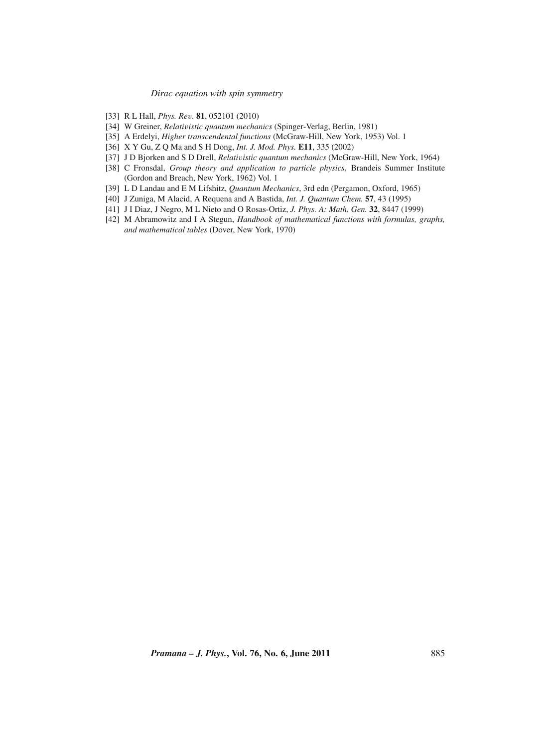[33] R L Hall, *Phys. Rev.* **81**, 052101 (2010)

[34] W Greiner, *Relativistic quantum mechanics* (Spinger-Verlag, Berlin, 1981)

[35] A Erdelyi, *Higher transcendental functions* (McGraw-Hill, New York, 1953) Vol. 1

[36] X Y Gu, Z Q Ma and S H Dong, *Int. J. Mod. Phys.* **E11**, 335 (2002)

[37] J D Bjorken and S D Drell, *Relativistic quantum mechanics* (McGraw-Hill, New York, 1964)

[38] C Fronsdal, *Group theory and application to particle physics*, Brandeis Summer Institute (Gordon and Breach, New York, 1962) Vol. 1

[39] L D Landau and E M Lifshitz, *Quantum Mechanics*, 3rd edn (Pergamon, Oxford, 1965)

[40] J Zuniga, M Alacid, A Requena and A Bastida, *Int. J. Quantum Chem.* **57**, 43 (1995)

[41] J I Diaz, J Negro, M L Nieto and O Rosas-Ortiz, *J. Phys. A: Math. Gen.* **32**, 8447 (1999)

[42] M Abramowitz and I A Stegun, *Handbook of mathematical functions with formulas, graphs, and mathematical tables* (Dover, New York, 1970)